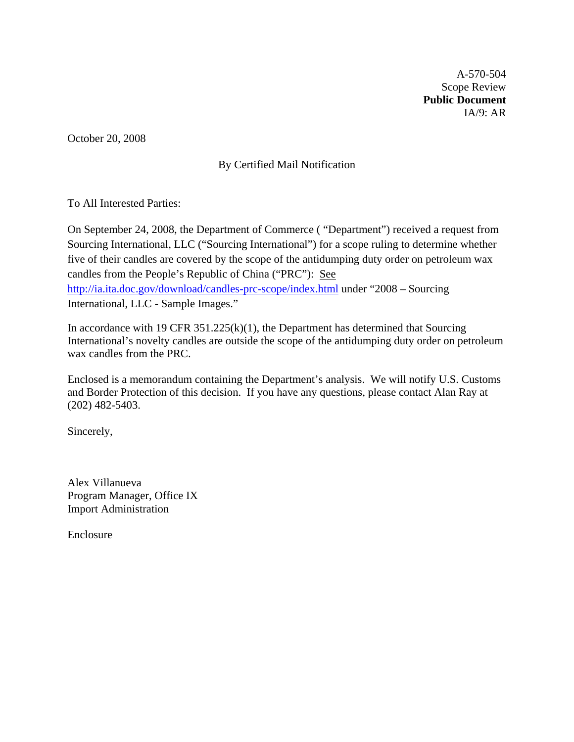A-570-504  
Scope Review  
**Public Document**  
IA/9: AR

October 20, 2008

By Certified Mail Notification

To All Interested Parties:

On September 24, 2008, the Department of Commerce ( "Department") received a request from Sourcing International, LLC ("Sourcing International") for a scope ruling to determine whether five of their candles are covered by the scope of the antidumping duty order on petroleum wax candles from the People's Republic of China ("PRC"): See http://ia.ita.doc.gov/download/candles-prc-scope/index.html under "2008 – Sourcing International, LLC - Sample Images."

In accordance with 19 CFR 351.225(k)(1), the Department has determined that Sourcing International's novelty candles are outside the scope of the antidumping duty order on petroleum wax candles from the PRC.

Enclosed is a memorandum containing the Department's analysis. We will notify U.S. Customs and Border Protection of this decision. If you have any questions, please contact Alan Ray at (202) 482-5403.

Sincerely,

Alex Villanueva  
Program Manager, Office IX  
Import Administration

Enclosure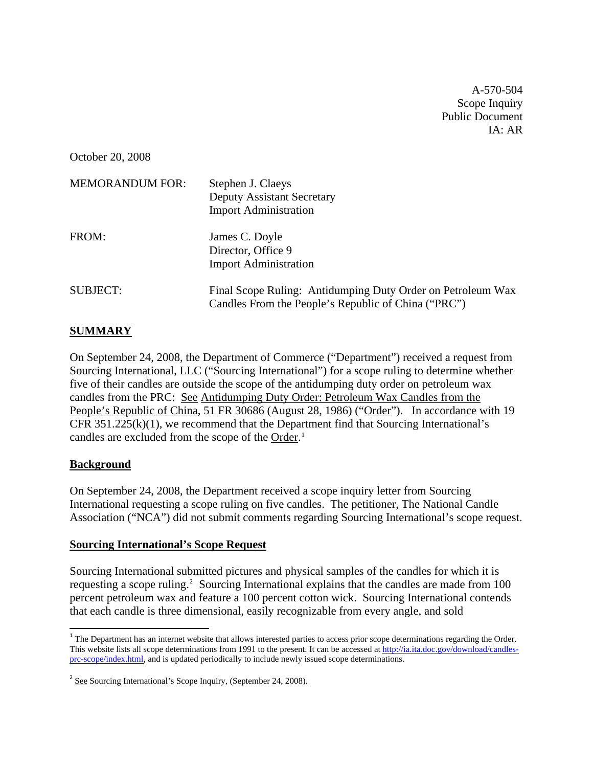A-570-504
Scope Inquiry
Public Document
IA: AR

October 20, 2008

| | |
|---|---|
| MEMORANDUM FOR: | Stephen J. Claeys<br>Deputy Assistant Secretary<br>Import Administration |
| FROM: | James C. Doyle<br>Director, Office 9<br>Import Administration |
| SUBJECT: | Final Scope Ruling: Antidumping Duty Order on Petroleum Wax Candles From the People's Republic of China ("PRC") |

## SUMMARY

On September 24, 2008, the Department of Commerce ("Department") received a request from Sourcing International, LLC ("Sourcing International") for a scope ruling to determine whether five of their candles are outside the scope of the antidumping duty order on petroleum wax candles from the PRC: See Antidumping Duty Order: Petroleum Wax Candles from the People's Republic of China, 51 FR 30686 (August 28, 1986) ("Order"). In accordance with 19 CFR 351.225(k)(1), we recommend that the Department find that Sourcing International's candles are excluded from the scope of the Order.[1]

## Background

On September 24, 2008, the Department received a scope inquiry letter from Sourcing International requesting a scope ruling on five candles. The petitioner, The National Candle Association ("NCA") did not submit comments regarding Sourcing International's scope request.

## Sourcing International's Scope Request

Sourcing International submitted pictures and physical samples of the candles for which it is requesting a scope ruling.[2] Sourcing International explains that the candles are made from 100 percent petroleum wax and feature a 100 percent cotton wick. Sourcing International contends that each candle is three dimensional, easily recognizable from every angle, and sold

[1] The Department has an internet website that allows interested parties to access prior scope determinations regarding the Order. This website lists all scope determinations from 1991 to the present. It can be accessed at http://ia.ita.doc.gov/download/candles-prc-scope/index.html, and is updated periodically to include newly issued scope determinations.

[2] See Sourcing International's Scope Inquiry, (September 24, 2008).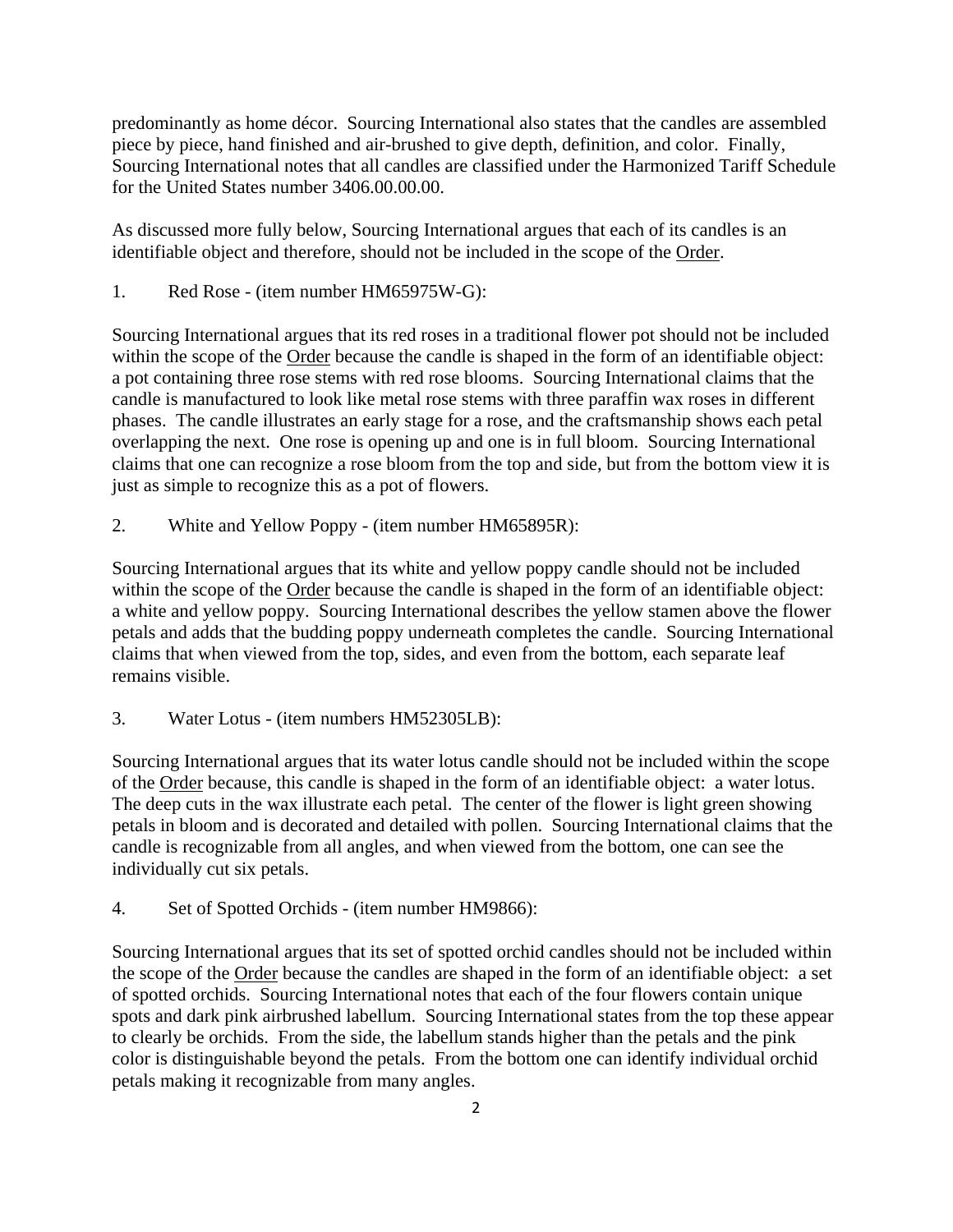predominantly as home décor. Sourcing International also states that the candles are assembled piece by piece, hand finished and air-brushed to give depth, definition, and color. Finally, Sourcing International notes that all candles are classified under the Harmonized Tariff Schedule for the United States number 3406.00.00.00.

As discussed more fully below, Sourcing International argues that each of its candles is an identifiable object and therefore, should not be included in the scope of the Order.

1. Red Rose - (item number HM65975W-G):

Sourcing International argues that its red roses in a traditional flower pot should not be included within the scope of the Order because the candle is shaped in the form of an identifiable object: a pot containing three rose stems with red rose blooms. Sourcing International claims that the candle is manufactured to look like metal rose stems with three paraffin wax roses in different phases. The candle illustrates an early stage for a rose, and the craftsmanship shows each petal overlapping the next. One rose is opening up and one is in full bloom. Sourcing International claims that one can recognize a rose bloom from the top and side, but from the bottom view it is just as simple to recognize this as a pot of flowers.

2. White and Yellow Poppy - (item number HM65895R):

Sourcing International argues that its white and yellow poppy candle should not be included within the scope of the Order because the candle is shaped in the form of an identifiable object: a white and yellow poppy. Sourcing International describes the yellow stamen above the flower petals and adds that the budding poppy underneath completes the candle. Sourcing International claims that when viewed from the top, sides, and even from the bottom, each separate leaf remains visible.

3. Water Lotus - (item numbers HM52305LB):

Sourcing International argues that its water lotus candle should not be included within the scope of the Order because, this candle is shaped in the form of an identifiable object: a water lotus. The deep cuts in the wax illustrate each petal. The center of the flower is light green showing petals in bloom and is decorated and detailed with pollen. Sourcing International claims that the candle is recognizable from all angles, and when viewed from the bottom, one can see the individually cut six petals.

4. Set of Spotted Orchids - (item number HM9866):

Sourcing International argues that its set of spotted orchid candles should not be included within the scope of the Order because the candles are shaped in the form of an identifiable object: a set of spotted orchids. Sourcing International notes that each of the four flowers contain unique spots and dark pink airbrushed labellum. Sourcing International states from the top these appear to clearly be orchids. From the side, the labellum stands higher than the petals and the pink color is distinguishable beyond the petals. From the bottom one can identify individual orchid petals making it recognizable from many angles.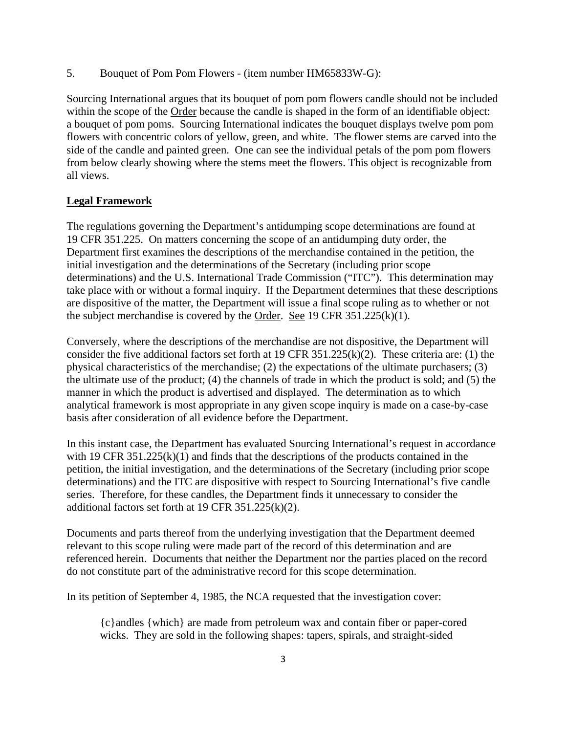5. Bouquet of Pom Pom Flowers - (item number HM65833W-G):

Sourcing International argues that its bouquet of pom pom flowers candle should not be included within the scope of the Order because the candle is shaped in the form of an identifiable object: a bouquet of pom poms. Sourcing International indicates the bouquet displays twelve pom pom flowers with concentric colors of yellow, green, and white. The flower stems are carved into the side of the candle and painted green. One can see the individual petals of the pom pom flowers from below clearly showing where the stems meet the flowers. This object is recognizable from all views.

**Legal Framework**

The regulations governing the Department's antidumping scope determinations are found at 19 CFR 351.225. On matters concerning the scope of an antidumping duty order, the Department first examines the descriptions of the merchandise contained in the petition, the initial investigation and the determinations of the Secretary (including prior scope determinations) and the U.S. International Trade Commission ("ITC"). This determination may take place with or without a formal inquiry. If the Department determines that these descriptions are dispositive of the matter, the Department will issue a final scope ruling as to whether or not the subject merchandise is covered by the Order. See 19 CFR 351.225(k)(1).

Conversely, where the descriptions of the merchandise are not dispositive, the Department will consider the five additional factors set forth at 19 CFR 351.225(k)(2). These criteria are: (1) the physical characteristics of the merchandise; (2) the expectations of the ultimate purchasers; (3) the ultimate use of the product; (4) the channels of trade in which the product is sold; and (5) the manner in which the product is advertised and displayed. The determination as to which analytical framework is most appropriate in any given scope inquiry is made on a case-by-case basis after consideration of all evidence before the Department.

In this instant case, the Department has evaluated Sourcing International's request in accordance with 19 CFR 351.225(k)(1) and finds that the descriptions of the products contained in the petition, the initial investigation, and the determinations of the Secretary (including prior scope determinations) and the ITC are dispositive with respect to Sourcing International's five candle series. Therefore, for these candles, the Department finds it unnecessary to consider the additional factors set forth at 19 CFR 351.225(k)(2).

Documents and parts thereof from the underlying investigation that the Department deemed relevant to this scope ruling were made part of the record of this determination and are referenced herein. Documents that neither the Department nor the parties placed on the record do not constitute part of the administrative record for this scope determination.

In its petition of September 4, 1985, the NCA requested that the investigation cover:

> {c}andles {which} are made from petroleum wax and contain fiber or paper-cored wicks. They are sold in the following shapes: tapers, spirals, and straight-sided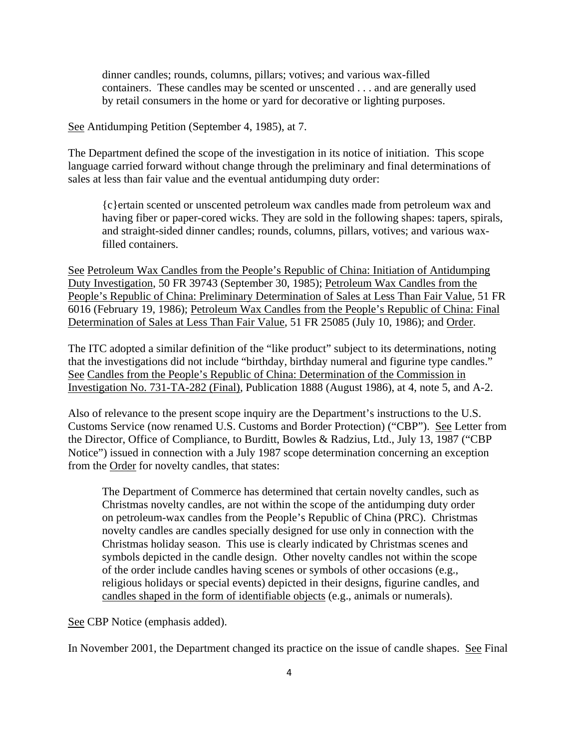> dinner candles; rounds, columns, pillars; votives; and various wax-filled containers. These candles may be scented or unscented . . . and are generally used by retail consumers in the home or yard for decorative or lighting purposes.

See Antidumping Petition (September 4, 1985), at 7.

The Department defined the scope of the investigation in its notice of initiation. This scope language carried forward without change through the preliminary and final determinations of sales at less than fair value and the eventual antidumping duty order:

> {c}ertain scented or unscented petroleum wax candles made from petroleum wax and having fiber or paper-cored wicks. They are sold in the following shapes: tapers, spirals, and straight-sided dinner candles; rounds, columns, pillars, votives; and various wax-filled containers.

See Petroleum Wax Candles from the People's Republic of China: Initiation of Antidumping Duty Investigation, 50 FR 39743 (September 30, 1985); Petroleum Wax Candles from the People's Republic of China: Preliminary Determination of Sales at Less Than Fair Value, 51 FR 6016 (February 19, 1986); Petroleum Wax Candles from the People's Republic of China: Final Determination of Sales at Less Than Fair Value, 51 FR 25085 (July 10, 1986); and Order.

The ITC adopted a similar definition of the "like product" subject to its determinations, noting that the investigations did not include "birthday, birthday numeral and figurine type candles." See Candles from the People's Republic of China: Determination of the Commission in Investigation No. 731-TA-282 (Final), Publication 1888 (August 1986), at 4, note 5, and A-2.

Also of relevance to the present scope inquiry are the Department's instructions to the U.S. Customs Service (now renamed U.S. Customs and Border Protection) ("CBP"). See Letter from the Director, Office of Compliance, to Burditt, Bowles & Radzius, Ltd., July 13, 1987 ("CBP Notice") issued in connection with a July 1987 scope determination concerning an exception from the Order for novelty candles, that states:

> The Department of Commerce has determined that certain novelty candles, such as Christmas novelty candles, are not within the scope of the antidumping duty order on petroleum-wax candles from the People's Republic of China (PRC). Christmas novelty candles are candles specially designed for use only in connection with the Christmas holiday season. This use is clearly indicated by Christmas scenes and symbols depicted in the candle design. Other novelty candles not within the scope of the order include candles having scenes or symbols of other occasions (e.g., religious holidays or special events) depicted in their designs, figurine candles, and candles shaped in the form of identifiable objects (e.g., animals or numerals).

See CBP Notice (emphasis added).

In November 2001, the Department changed its practice on the issue of candle shapes. See Final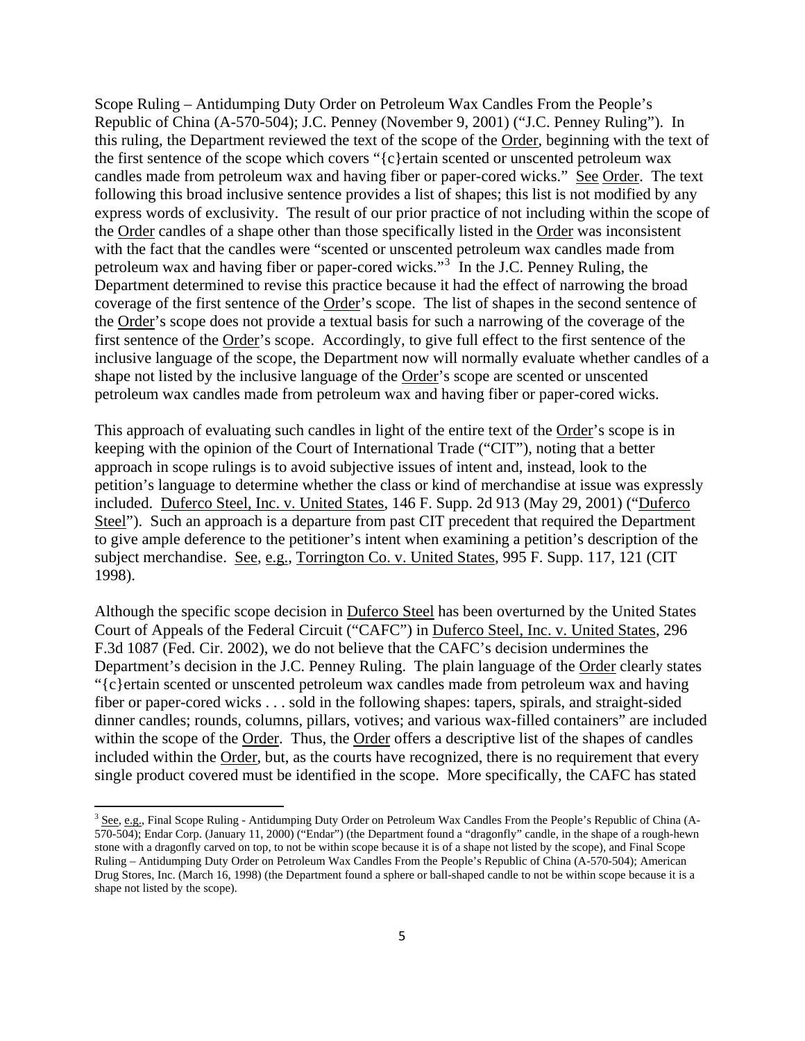Scope Ruling – Antidumping Duty Order on Petroleum Wax Candles From the People's Republic of China (A-570-504); J.C. Penney (November 9, 2001) ("J.C. Penney Ruling"). In this ruling, the Department reviewed the text of the scope of the Order, beginning with the text of the first sentence of the scope which covers "{c}ertain scented or unscented petroleum wax candles made from petroleum wax and having fiber or paper-cored wicks." See Order. The text following this broad inclusive sentence provides a list of shapes; this list is not modified by any express words of exclusivity. The result of our prior practice of not including within the scope of the Order candles of a shape other than those specifically listed in the Order was inconsistent with the fact that the candles were "scented or unscented petroleum wax candles made from petroleum wax and having fiber or paper-cored wicks."[3] In the J.C. Penney Ruling, the Department determined to revise this practice because it had the effect of narrowing the broad coverage of the first sentence of the Order's scope. The list of shapes in the second sentence of the Order's scope does not provide a textual basis for such a narrowing of the coverage of the first sentence of the Order's scope. Accordingly, to give full effect to the first sentence of the inclusive language of the scope, the Department now will normally evaluate whether candles of a shape not listed by the inclusive language of the Order's scope are scented or unscented petroleum wax candles made from petroleum wax and having fiber or paper-cored wicks.

This approach of evaluating such candles in light of the entire text of the Order's scope is in keeping with the opinion of the Court of International Trade ("CIT"), noting that a better approach in scope rulings is to avoid subjective issues of intent and, instead, look to the petition's language to determine whether the class or kind of merchandise at issue was expressly included. Duferco Steel, Inc. v. United States, 146 F. Supp. 2d 913 (May 29, 2001) ("Duferco Steel"). Such an approach is a departure from past CIT precedent that required the Department to give ample deference to the petitioner's intent when examining a petition's description of the subject merchandise. See, e.g., Torrington Co. v. United States, 995 F. Supp. 117, 121 (CIT 1998).

Although the specific scope decision in Duferco Steel has been overturned by the United States Court of Appeals of the Federal Circuit ("CAFC") in Duferco Steel, Inc. v. United States, 296 F.3d 1087 (Fed. Cir. 2002), we do not believe that the CAFC's decision undermines the Department's decision in the J.C. Penney Ruling. The plain language of the Order clearly states "{c}ertain scented or unscented petroleum wax candles made from petroleum wax and having fiber or paper-cored wicks . . . sold in the following shapes: tapers, spirals, and straight-sided dinner candles; rounds, columns, pillars, votives; and various wax-filled containers" are included within the scope of the Order. Thus, the Order offers a descriptive list of the shapes of candles included within the Order, but, as the courts have recognized, there is no requirement that every single product covered must be identified in the scope. More specifically, the CAFC has stated

---

[3] See, e.g., Final Scope Ruling - Antidumping Duty Order on Petroleum Wax Candles From the People's Republic of China (A-570-504); Endar Corp. (January 11, 2000) ("Endar") (the Department found a "dragonfly" candle, in the shape of a rough-hewn stone with a dragonfly carved on top, to not be within scope because it is of a shape not listed by the scope), and Final Scope Ruling – Antidumping Duty Order on Petroleum Wax Candles From the People's Republic of China (A-570-504); American Drug Stores, Inc. (March 16, 1998) (the Department found a sphere or ball-shaped candle to not be within scope because it is a shape not listed by the scope).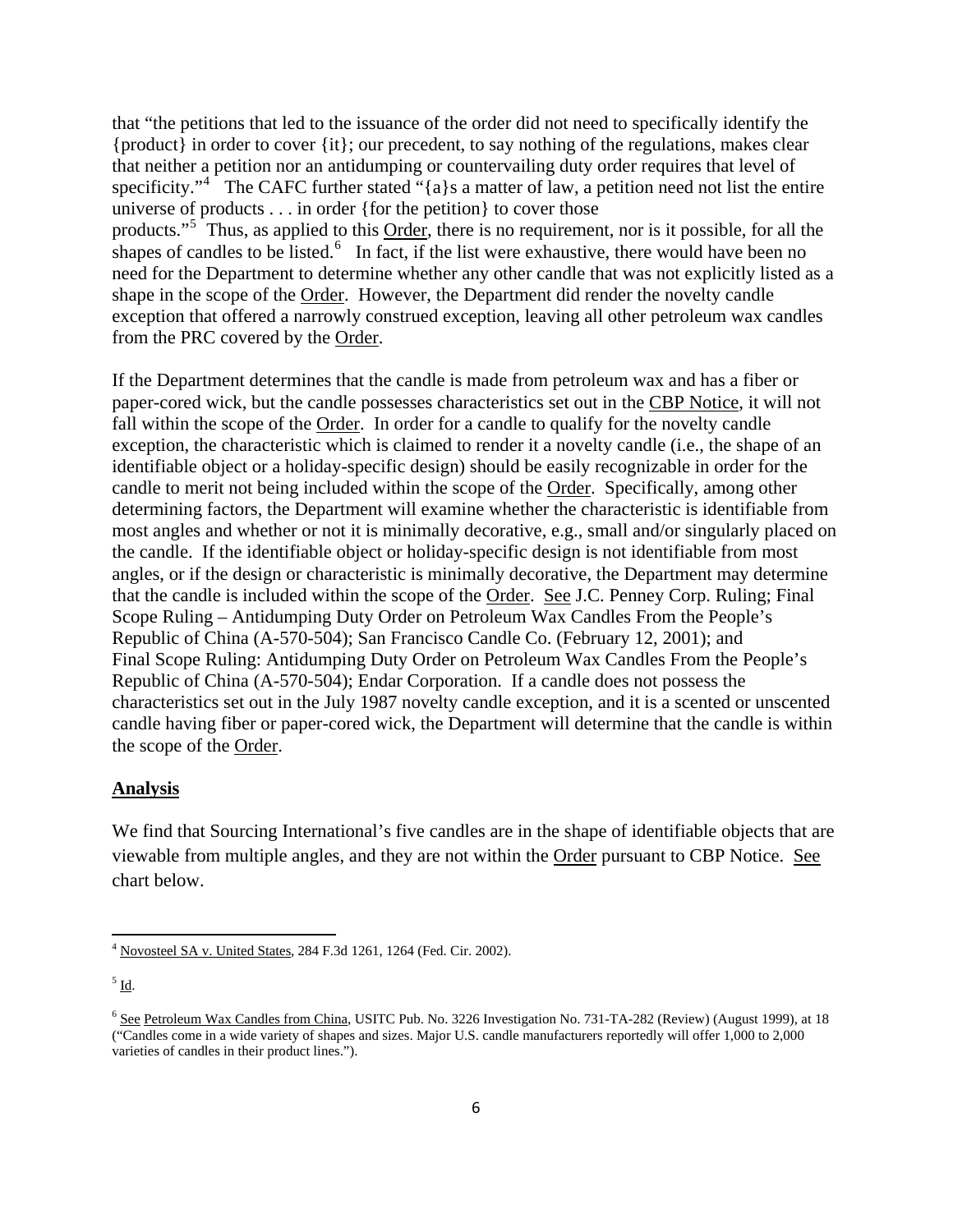that "the petitions that led to the issuance of the order did not need to specifically identify the {product} in order to cover {it}; our precedent, to say nothing of the regulations, makes clear that neither a petition nor an antidumping or countervailing duty order requires that level of specificity."[4] The CAFC further stated "{a}s a matter of law, a petition need not list the entire universe of products . . . in order {for the petition} to cover those products."[5] Thus, as applied to this Order, there is no requirement, nor is it possible, for all the shapes of candles to be listed.[6] In fact, if the list were exhaustive, there would have been no need for the Department to determine whether any other candle that was not explicitly listed as a shape in the scope of the Order. However, the Department did render the novelty candle exception that offered a narrowly construed exception, leaving all other petroleum wax candles from the PRC covered by the Order.

If the Department determines that the candle is made from petroleum wax and has a fiber or paper-cored wick, but the candle possesses characteristics set out in the CBP Notice, it will not fall within the scope of the Order. In order for a candle to qualify for the novelty candle exception, the characteristic which is claimed to render it a novelty candle (i.e., the shape of an identifiable object or a holiday-specific design) should be easily recognizable in order for the candle to merit not being included within the scope of the Order. Specifically, among other determining factors, the Department will examine whether the characteristic is identifiable from most angles and whether or not it is minimally decorative, e.g., small and/or singularly placed on the candle. If the identifiable object or holiday-specific design is not identifiable from most angles, or if the design or characteristic is minimally decorative, the Department may determine that the candle is included within the scope of the Order. See J.C. Penney Corp. Ruling; Final Scope Ruling – Antidumping Duty Order on Petroleum Wax Candles From the People's Republic of China (A-570-504); San Francisco Candle Co. (February 12, 2001); and Final Scope Ruling: Antidumping Duty Order on Petroleum Wax Candles From the People's Republic of China (A-570-504); Endar Corporation. If a candle does not possess the characteristics set out in the July 1987 novelty candle exception, and it is a scented or unscented candle having fiber or paper-cored wick, the Department will determine that the candle is within the scope of the Order.

## Analysis

We find that Sourcing International's five candles are in the shape of identifiable objects that are viewable from multiple angles, and they are not within the Order pursuant to CBP Notice. See chart below.

---

[4] Novosteel SA v. United States, 284 F.3d 1261, 1264 (Fed. Cir. 2002).

[5] Id.

[6] See Petroleum Wax Candles from China, USITC Pub. No. 3226 Investigation No. 731-TA-282 (Review) (August 1999), at 18 ("Candles come in a wide variety of shapes and sizes. Major U.S. candle manufacturers reportedly will offer 1,000 to 2,000 varieties of candles in their product lines.").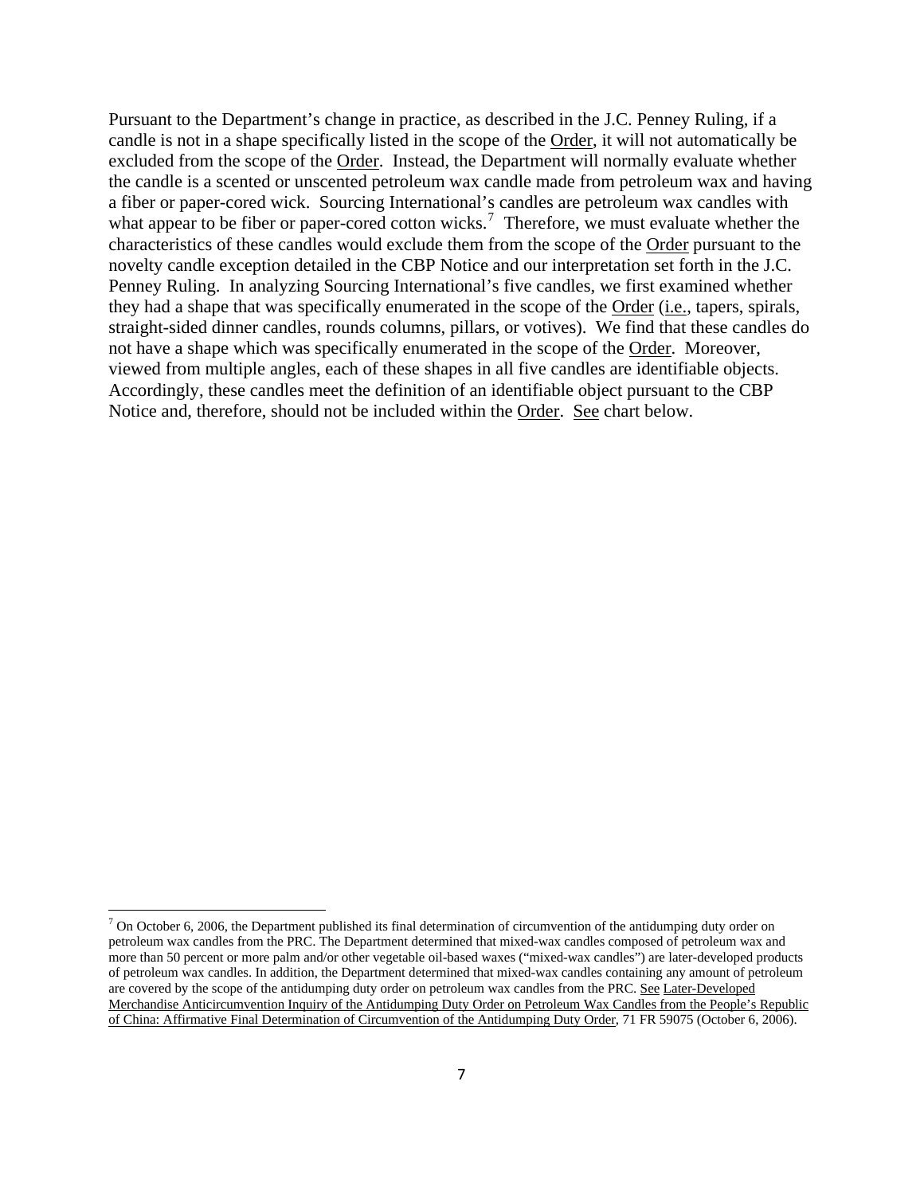Pursuant to the Department's change in practice, as described in the J.C. Penney Ruling, if a candle is not in a shape specifically listed in the scope of the Order, it will not automatically be excluded from the scope of the Order. Instead, the Department will normally evaluate whether the candle is a scented or unscented petroleum wax candle made from petroleum wax and having a fiber or paper-cored wick. Sourcing International's candles are petroleum wax candles with what appear to be fiber or paper-cored cotton wicks.[7] Therefore, we must evaluate whether the characteristics of these candles would exclude them from the scope of the Order pursuant to the novelty candle exception detailed in the CBP Notice and our interpretation set forth in the J.C. Penney Ruling. In analyzing Sourcing International's five candles, we first examined whether they had a shape that was specifically enumerated in the scope of the Order (i.e., tapers, spirals, straight-sided dinner candles, rounds columns, pillars, or votives). We find that these candles do not have a shape which was specifically enumerated in the scope of the Order. Moreover, viewed from multiple angles, each of these shapes in all five candles are identifiable objects. Accordingly, these candles meet the definition of an identifiable object pursuant to the CBP Notice and, therefore, should not be included within the Order. See chart below.

---

[7] On October 6, 2006, the Department published its final determination of circumvention of the antidumping duty order on petroleum wax candles from the PRC. The Department determined that mixed-wax candles composed of petroleum wax and more than 50 percent or more palm and/or other vegetable oil-based waxes ("mixed-wax candles") are later-developed products of petroleum wax candles. In addition, the Department determined that mixed-wax candles containing any amount of petroleum are covered by the scope of the antidumping duty order on petroleum wax candles from the PRC. See Later-Developed Merchandise Anticircumvention Inquiry of the Antidumping Duty Order on Petroleum Wax Candles from the People's Republic of China: Affirmative Final Determination of Circumvention of the Antidumping Duty Order, 71 FR 59075 (October 6, 2006).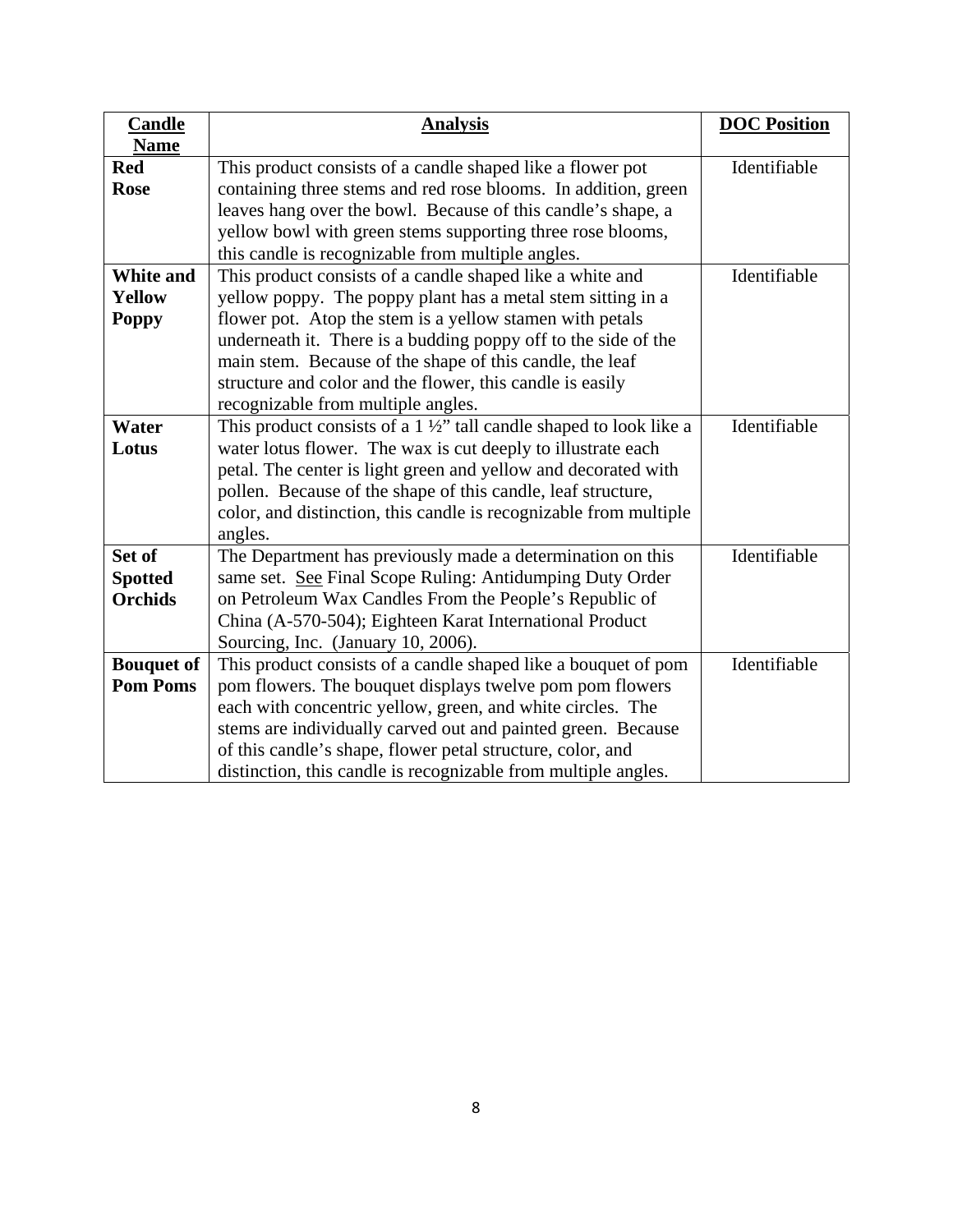| Candle Name | Analysis | DOC Position |
| --- | --- | --- |
| **Red Rose** | This product consists of a candle shaped like a flower pot containing three stems and red rose blooms. In addition, green leaves hang over the bowl. Because of this candle's shape, a yellow bowl with green stems supporting three rose blooms, this candle is recognizable from multiple angles. | Identifiable |
| **White and Yellow Poppy** | This product consists of a candle shaped like a white and yellow poppy. The poppy plant has a metal stem sitting in a flower pot. Atop the stem is a yellow stamen with petals underneath it. There is a budding poppy off to the side of the main stem. Because of the shape of this candle, the leaf structure and color and the flower, this candle is easily recognizable from multiple angles. | Identifiable |
| **Water Lotus** | This product consists of a 1 ½" tall candle shaped to look like a water lotus flower. The wax is cut deeply to illustrate each petal. The center is light green and yellow and decorated with pollen. Because of the shape of this candle, leaf structure, color, and distinction, this candle is recognizable from multiple angles. | Identifiable |
| **Set of Spotted Orchids** | The Department has previously made a determination on this same set. See Final Scope Ruling: Antidumping Duty Order on Petroleum Wax Candles From the People's Republic of China (A-570-504); Eighteen Karat International Product Sourcing, Inc. (January 10, 2006). | Identifiable |
| **Bouquet of Pom Poms** | This product consists of a candle shaped like a bouquet of pom pom flowers. The bouquet displays twelve pom pom flowers each with concentric yellow, green, and white circles. The stems are individually carved out and painted green. Because of this candle's shape, flower petal structure, color, and distinction, this candle is recognizable from multiple angles. | Identifiable |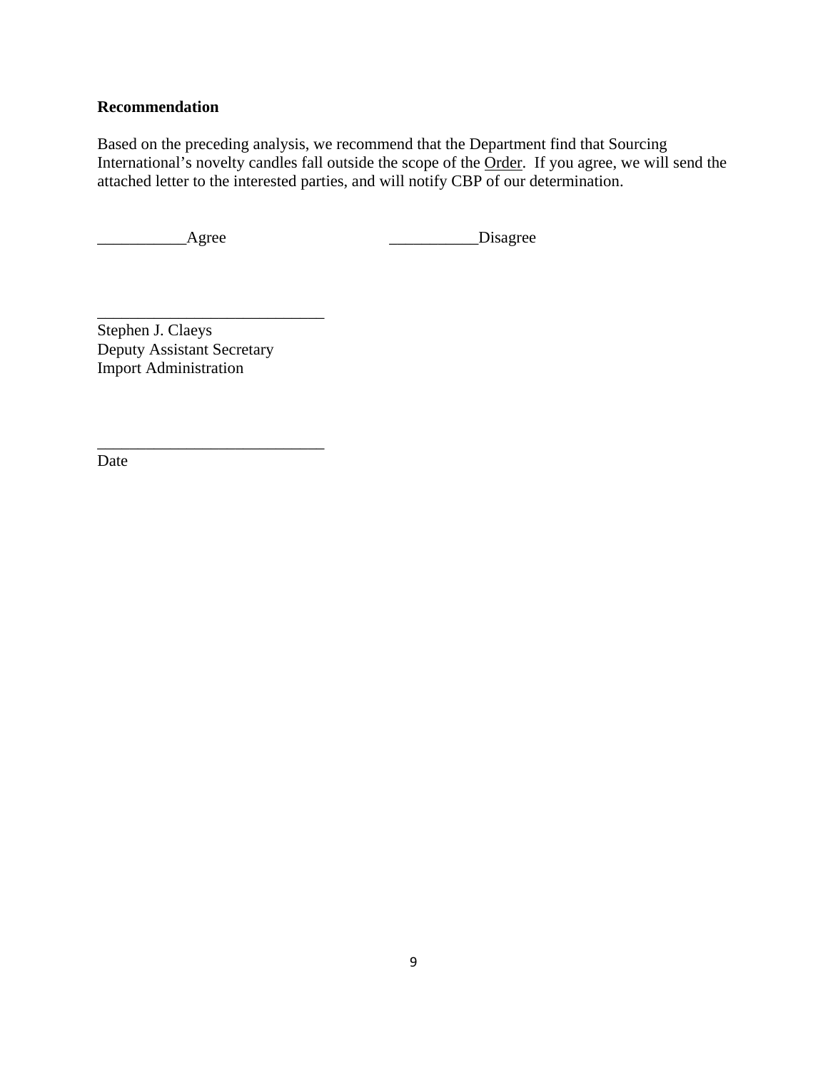**Recommendation**

Based on the preceding analysis, we recommend that the Department find that Sourcing International's novelty candles fall outside the scope of the Order. If you agree, we will send the attached letter to the interested parties, and will notify CBP of our determination.

___________Agree                                        ___________Disagree

____________________________
Stephen J. Claeys
Deputy Assistant Secretary
Import Administration

____________________________
Date